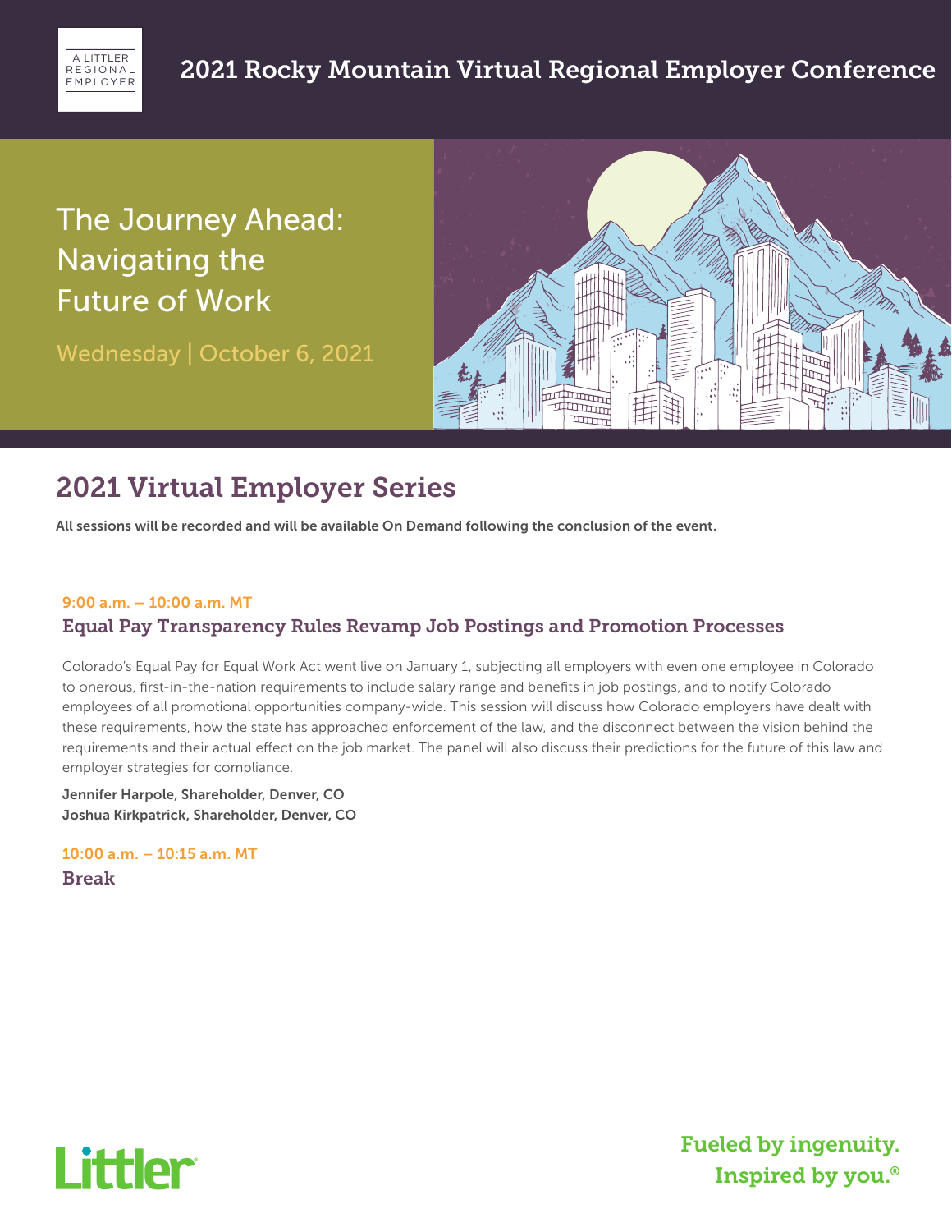A LITTLER REGIONAL EMPLOYER

# 2021 Rocky Mountain Virtual Regional Employer Conference

## The Journey Ahead: Navigating the Future of Work

Wednesday | October 6, 2021

## 2021 Virtual Employer Series

**All sessions will be recorded and will be available On Demand following the conclusion of the event.**

**9:00 a.m. – 10:00 a.m. MT**

### Equal Pay Transparency Rules Revamp Job Postings and Promotion Processes

Colorado's Equal Pay for Equal Work Act went live on January 1, subjecting all employers with even one employee in Colorado to onerous, first-in-the-nation requirements to include salary range and benefits in job postings, and to notify Colorado employees of all promotional opportunities company-wide. This session will discuss how Colorado employers have dealt with these requirements, how the state has approached enforcement of the law, and the disconnect between the vision behind the requirements and their actual effect on the job market. The panel will also discuss their predictions for the future of this law and employer strategies for compliance.

**Jennifer Harpole, Shareholder, Denver, CO**
**Joshua Kirkpatrick, Shareholder, Denver, CO**

**10:00 a.m. – 10:15 a.m. MT**

### Break

Littler

Fueled by ingenuity.
Inspired by you.®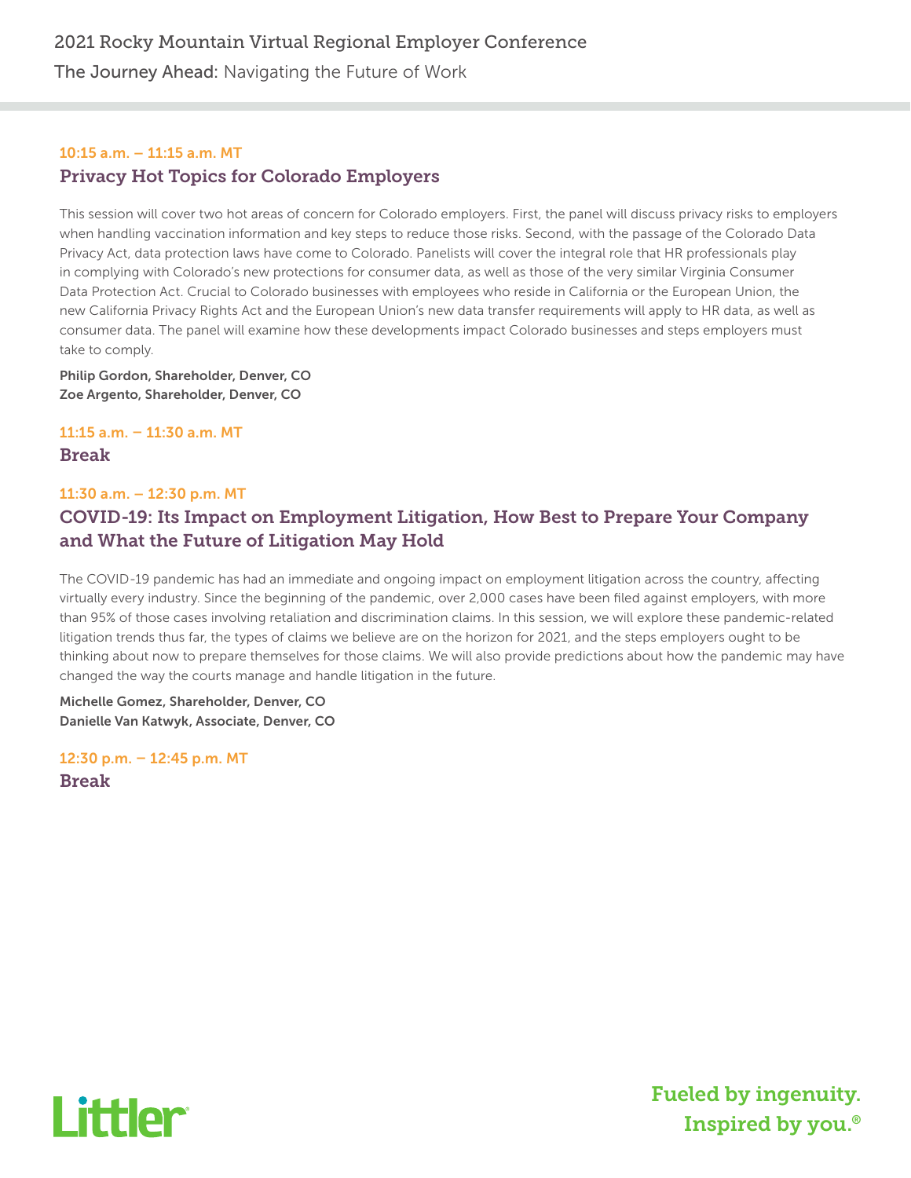### 10:15 a.m. – 11:15 a.m. MT

## Privacy Hot Topics for Colorado Employers

This session will cover two hot areas of concern for Colorado employers. First, the panel will discuss privacy risks to employers when handling vaccination information and key steps to reduce those risks. Second, with the passage of the Colorado Data Privacy Act, data protection laws have come to Colorado. Panelists will cover the integral role that HR professionals play in complying with Colorado's new protections for consumer data, as well as those of the very similar Virginia Consumer Data Protection Act. Crucial to Colorado businesses with employees who reside in California or the European Union, the new California Privacy Rights Act and the European Union's new data transfer requirements will apply to HR data, as well as consumer data. The panel will examine how these developments impact Colorado businesses and steps employers must take to comply.

**Philip Gordon, Shareholder, Denver, CO**
**Zoe Argento, Shareholder, Denver, CO**

### 11:15 a.m. – 11:30 a.m. MT

## Break

### 11:30 a.m. – 12:30 p.m. MT

## COVID-19: Its Impact on Employment Litigation, How Best to Prepare Your Company and What the Future of Litigation May Hold

The COVID-19 pandemic has had an immediate and ongoing impact on employment litigation across the country, affecting virtually every industry. Since the beginning of the pandemic, over 2,000 cases have been filed against employers, with more than 95% of those cases involving retaliation and discrimination claims. In this session, we will explore these pandemic-related litigation trends thus far, the types of claims we believe are on the horizon for 2021, and the steps employers ought to be thinking about now to prepare themselves for those claims. We will also provide predictions about how the pandemic may have changed the way the courts manage and handle litigation in the future.

**Michelle Gomez, Shareholder, Denver, CO**
**Danielle Van Katwyk, Associate, Denver, CO**

### 12:30 p.m. – 12:45 p.m. MT

## Break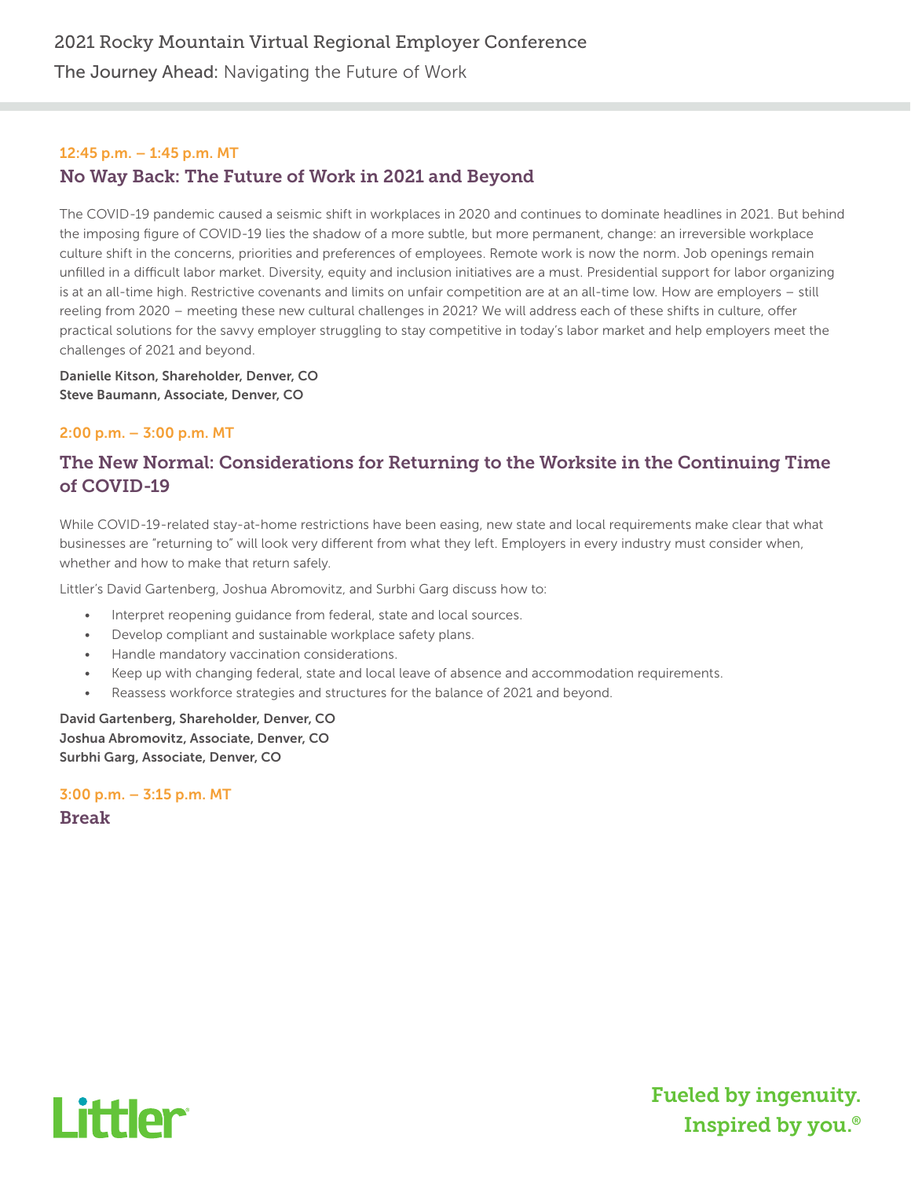### 12:45 p.m. – 1:45 p.m. MT

## No Way Back: The Future of Work in 2021 and Beyond

The COVID-19 pandemic caused a seismic shift in workplaces in 2020 and continues to dominate headlines in 2021. But behind the imposing figure of COVID-19 lies the shadow of a more subtle, but more permanent, change: an irreversible workplace culture shift in the concerns, priorities and preferences of employees. Remote work is now the norm. Job openings remain unfilled in a difficult labor market. Diversity, equity and inclusion initiatives are a must. Presidential support for labor organizing is at an all-time high. Restrictive covenants and limits on unfair competition are at an all-time low. How are employers – still reeling from 2020 – meeting these new cultural challenges in 2021? We will address each of these shifts in culture, offer practical solutions for the savvy employer struggling to stay competitive in today's labor market and help employers meet the challenges of 2021 and beyond.

**Danielle Kitson, Shareholder, Denver, CO**
**Steve Baumann, Associate, Denver, CO**

### 2:00 p.m. – 3:00 p.m. MT

## The New Normal: Considerations for Returning to the Worksite in the Continuing Time of COVID-19

While COVID-19-related stay-at-home restrictions have been easing, new state and local requirements make clear that what businesses are "returning to" will look very different from what they left. Employers in every industry must consider when, whether and how to make that return safely.

Littler's David Gartenberg, Joshua Abromovitz, and Surbhi Garg discuss how to:

- Interpret reopening guidance from federal, state and local sources.
- Develop compliant and sustainable workplace safety plans.
- Handle mandatory vaccination considerations.
- Keep up with changing federal, state and local leave of absence and accommodation requirements.
- Reassess workforce strategies and structures for the balance of 2021 and beyond.

**David Gartenberg, Shareholder, Denver, CO**
**Joshua Abromovitz, Associate, Denver, CO**
**Surbhi Garg, Associate, Denver, CO**

### 3:00 p.m. – 3:15 p.m. MT

## Break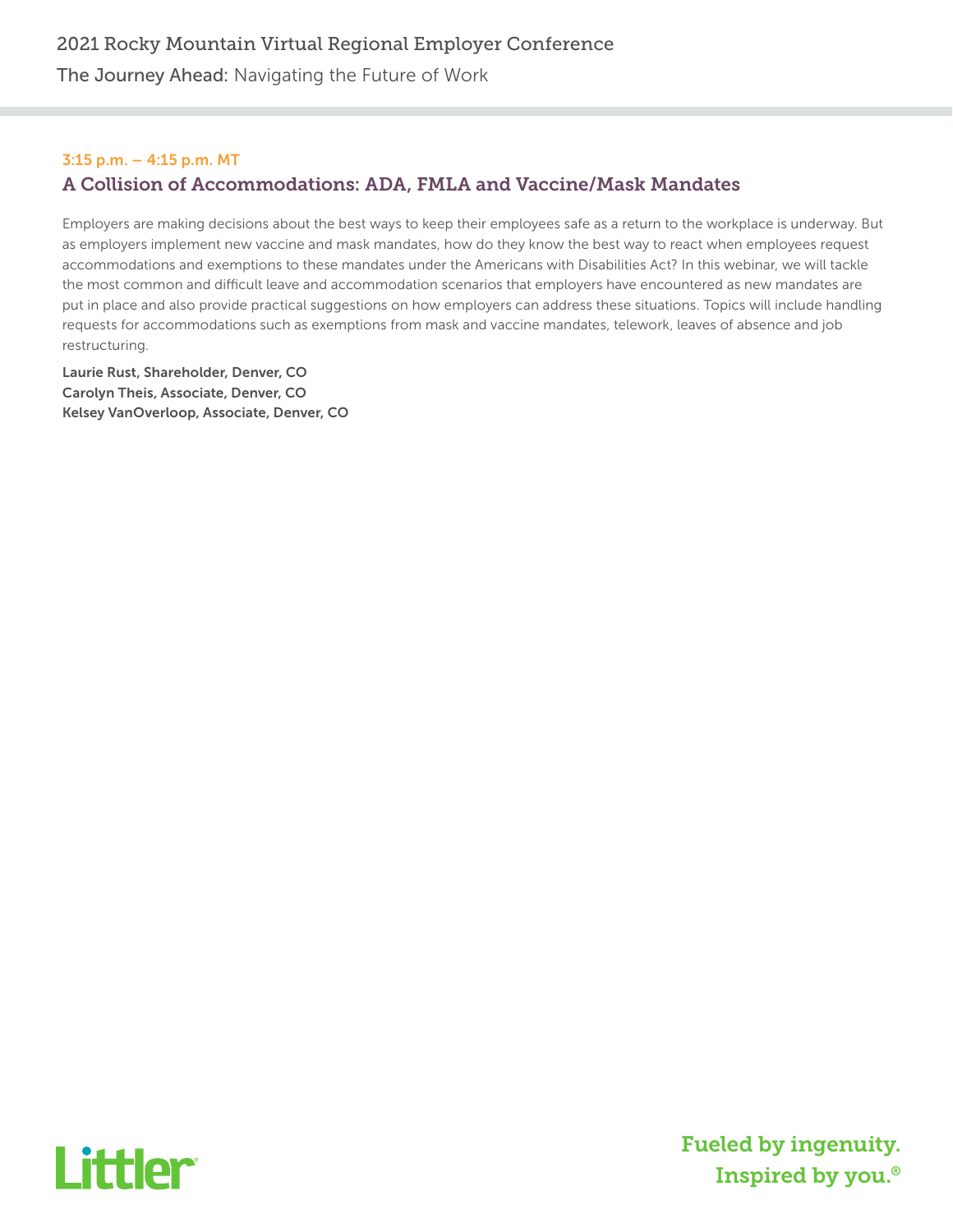### 3:15 p.m. – 4:15 p.m. MT

## A Collision of Accommodations: ADA, FMLA and Vaccine/Mask Mandates

Employers are making decisions about the best ways to keep their employees safe as a return to the workplace is underway. But as employers implement new vaccine and mask mandates, how do they know the best way to react when employees request accommodations and exemptions to these mandates under the Americans with Disabilities Act? In this webinar, we will tackle the most common and difficult leave and accommodation scenarios that employers have encountered as new mandates are put in place and also provide practical suggestions on how employers can address these situations. Topics will include handling requests for accommodations such as exemptions from mask and vaccine mandates, telework, leaves of absence and job restructuring.

**Laurie Rust, Shareholder, Denver, CO**
**Carolyn Theis, Associate, Denver, CO**
**Kelsey VanOverloop, Associate, Denver, CO**